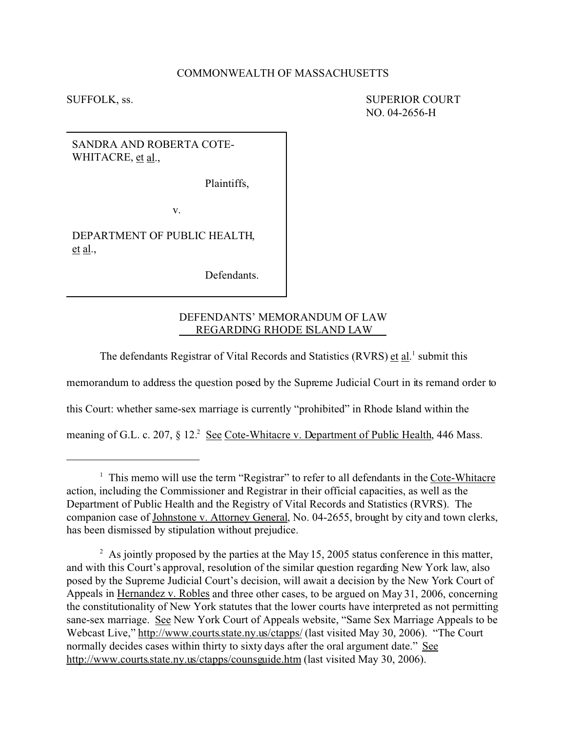COMMONWEALTH OF MASSACHUSETTS

SUFFOLK, ss. SUPERIOR COURT
NO. 04-2656-H

SANDRA AND ROBERTA COTE-WHITACRE, et al.,

Plaintiffs,

v.

DEPARTMENT OF PUBLIC HEALTH, et al.,

Defendants.

## DEFENDANTS' MEMORANDUM OF LAW REGARDING RHODE ISLAND LAW

The defendants Registrar of Vital Records and Statistics (RVRS) et al.[1] submit this memorandum to address the question posed by the Supreme Judicial Court in its remand order to this Court: whether same-sex marriage is currently "prohibited" in Rhode Island within the meaning of G.L. c. 207, § 12.[2] See Cote-Whitacre v. Department of Public Health, 446 Mass.

---

[1] This memo will use the term "Registrar" to refer to all defendants in the Cote-Whitacre action, including the Commissioner and Registrar in their official capacities, as well as the Department of Public Health and the Registry of Vital Records and Statistics (RVRS). The companion case of Johnstone v. Attorney General, No. 04-2655, brought by city and town clerks, has been dismissed by stipulation without prejudice.

[2] As jointly proposed by the parties at the May 15, 2005 status conference in this matter, and with this Court's approval, resolution of the similar question regarding New York law, also posed by the Supreme Judicial Court's decision, will await a decision by the New York Court of Appeals in Hernandez v. Robles and three other cases, to be argued on May 31, 2006, concerning the constitutionality of New York statutes that the lower courts have interpreted as not permitting sane-sex marriage. See New York Court of Appeals website, "Same Sex Marriage Appeals to be Webcast Live," http://www.courts.state.ny.us/ctapps/ (last visited May 30, 2006). "The Court normally decides cases within thirty to sixty days after the oral argument date." See http://www.courts.state.ny.us/ctapps/counsguide.htm (last visited May 30, 2006).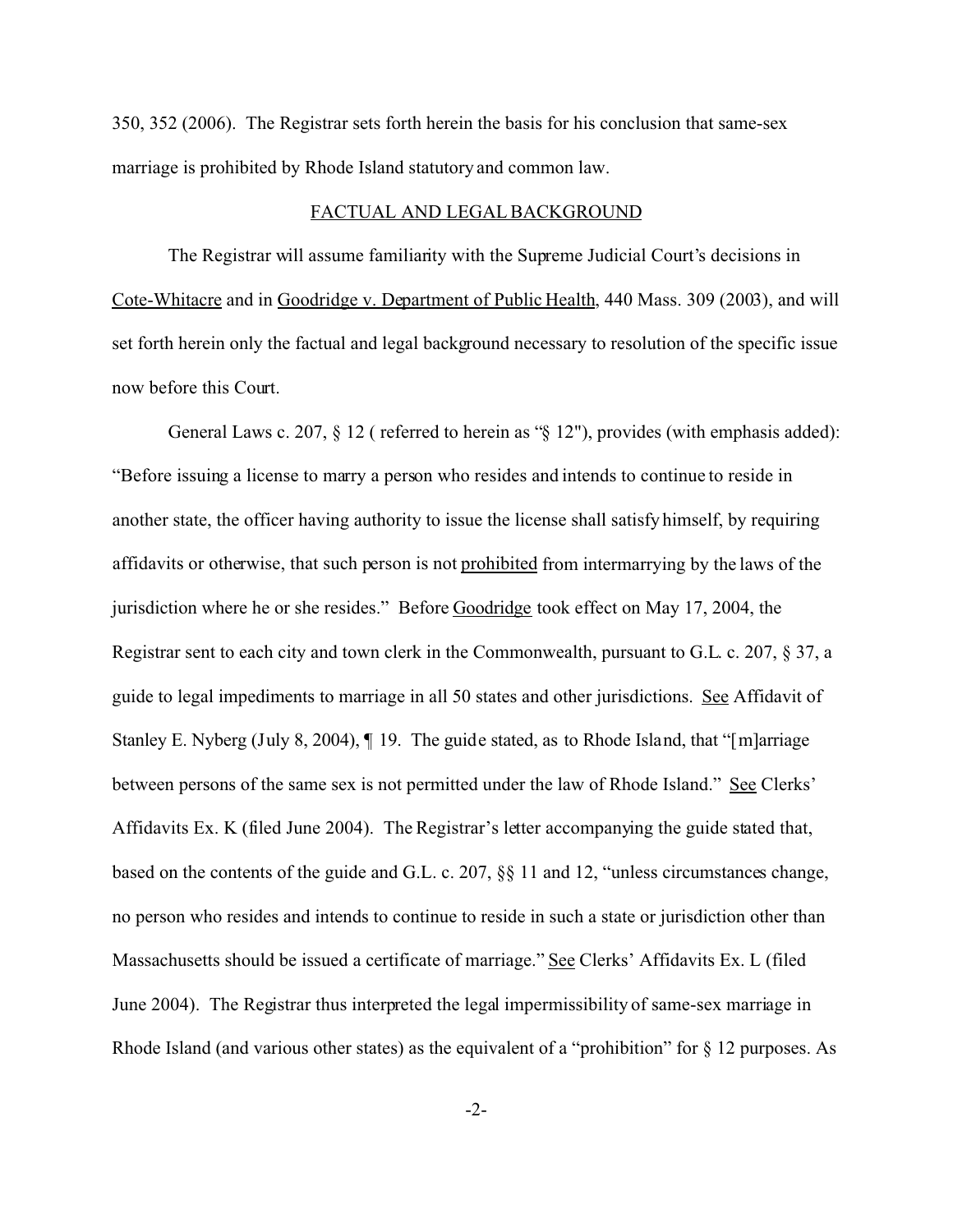350, 352 (2006). The Registrar sets forth herein the basis for his conclusion that same-sex marriage is prohibited by Rhode Island statutory and common law.

## FACTUAL AND LEGAL BACKGROUND

The Registrar will assume familiarity with the Supreme Judicial Court's decisions in Cote-Whitacre and in Goodridge v. Department of Public Health, 440 Mass. 309 (2003), and will set forth herein only the factual and legal background necessary to resolution of the specific issue now before this Court.

General Laws c. 207, § 12 ( referred to herein as "§ 12"), provides (with emphasis added): "Before issuing a license to marry a person who resides and intends to continue to reside in another state, the officer having authority to issue the license shall satisfy himself, by requiring affidavits or otherwise, that such person is not prohibited from intermarrying by the laws of the jurisdiction where he or she resides." Before Goodridge took effect on May 17, 2004, the Registrar sent to each city and town clerk in the Commonwealth, pursuant to G.L. c. 207, § 37, a guide to legal impediments to marriage in all 50 states and other jurisdictions. See Affidavit of Stanley E. Nyberg (July 8, 2004), ¶ 19. The guide stated, as to Rhode Island, that "[m]arriage between persons of the same sex is not permitted under the law of Rhode Island." See Clerks' Affidavits Ex. K (filed June 2004). The Registrar's letter accompanying the guide stated that, based on the contents of the guide and G.L. c. 207, §§ 11 and 12, "unless circumstances change, no person who resides and intends to continue to reside in such a state or jurisdiction other than Massachusetts should be issued a certificate of marriage." See Clerks' Affidavits Ex. L (filed June 2004). The Registrar thus interpreted the legal impermissibility of same-sex marriage in Rhode Island (and various other states) as the equivalent of a "prohibition" for § 12 purposes. As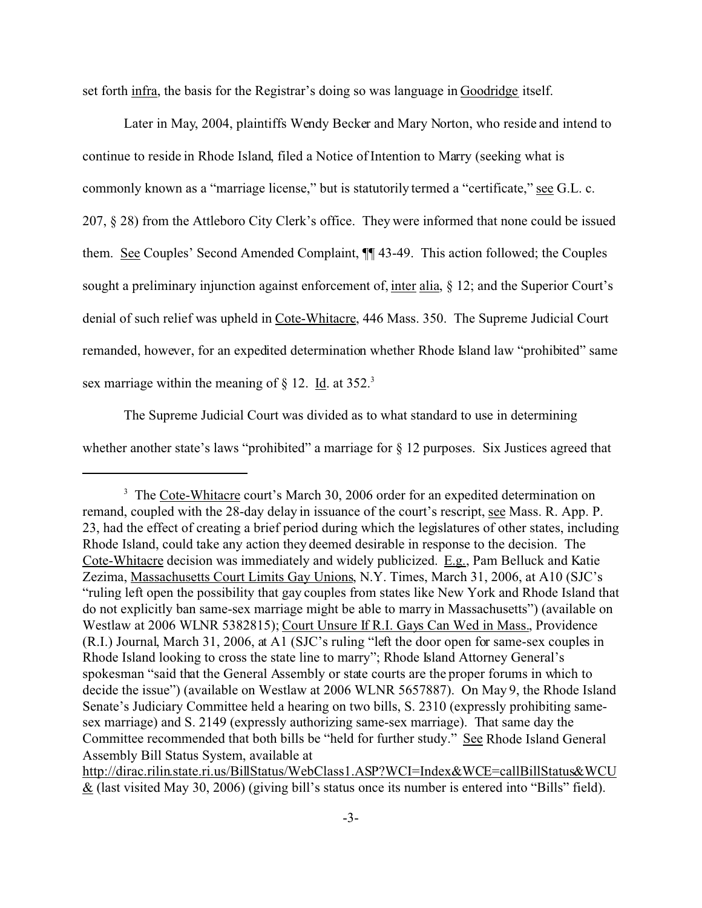set forth infra, the basis for the Registrar's doing so was language in Goodridge itself.

Later in May, 2004, plaintiffs Wendy Becker and Mary Norton, who reside and intend to continue to reside in Rhode Island, filed a Notice of Intention to Marry (seeking what is commonly known as a "marriage license," but is statutorily termed a "certificate," see G.L. c. 207, § 28) from the Attleboro City Clerk's office. They were informed that none could be issued them. See Couples' Second Amended Complaint, ¶¶ 43-49. This action followed; the Couples sought a preliminary injunction against enforcement of, inter alia, § 12; and the Superior Court's denial of such relief was upheld in Cote-Whitacre, 446 Mass. 350. The Supreme Judicial Court remanded, however, for an expedited determination whether Rhode Island law "prohibited" same sex marriage within the meaning of § 12. Id. at 352.[3]

The Supreme Judicial Court was divided as to what standard to use in determining whether another state's laws "prohibited" a marriage for § 12 purposes. Six Justices agreed that

---

[3] The Cote-Whitacre court's March 30, 2006 order for an expedited determination on remand, coupled with the 28-day delay in issuance of the court's rescript, see Mass. R. App. P. 23, had the effect of creating a brief period during which the legislatures of other states, including Rhode Island, could take any action they deemed desirable in response to the decision. The Cote-Whitacre decision was immediately and widely publicized. E.g., Pam Belluck and Katie Zezima, Massachusetts Court Limits Gay Unions, N.Y. Times, March 31, 2006, at A10 (SJC's "ruling left open the possibility that gay couples from states like New York and Rhode Island that do not explicitly ban same-sex marriage might be able to marry in Massachusetts") (available on Westlaw at 2006 WLNR 5382815); Court Unsure If R.I. Gays Can Wed in Mass., Providence (R.I.) Journal, March 31, 2006, at A1 (SJC's ruling "left the door open for same-sex couples in Rhode Island looking to cross the state line to marry"; Rhode Island Attorney General's spokesman "said that the General Assembly or state courts are the proper forums in which to decide the issue") (available on Westlaw at 2006 WLNR 5657887). On May 9, the Rhode Island Senate's Judiciary Committee held a hearing on two bills, S. 2310 (expressly prohibiting same-sex marriage) and S. 2149 (expressly authorizing same-sex marriage). That same day the Committee recommended that both bills be "held for further study." See Rhode Island General Assembly Bill Status System, available at http://dirac.rilin.state.ri.us/BillStatus/WebClass1.ASP?WCI=Index&WCE=callBillStatus&WCU& (last visited May 30, 2006) (giving bill's status once its number is entered into "Bills" field).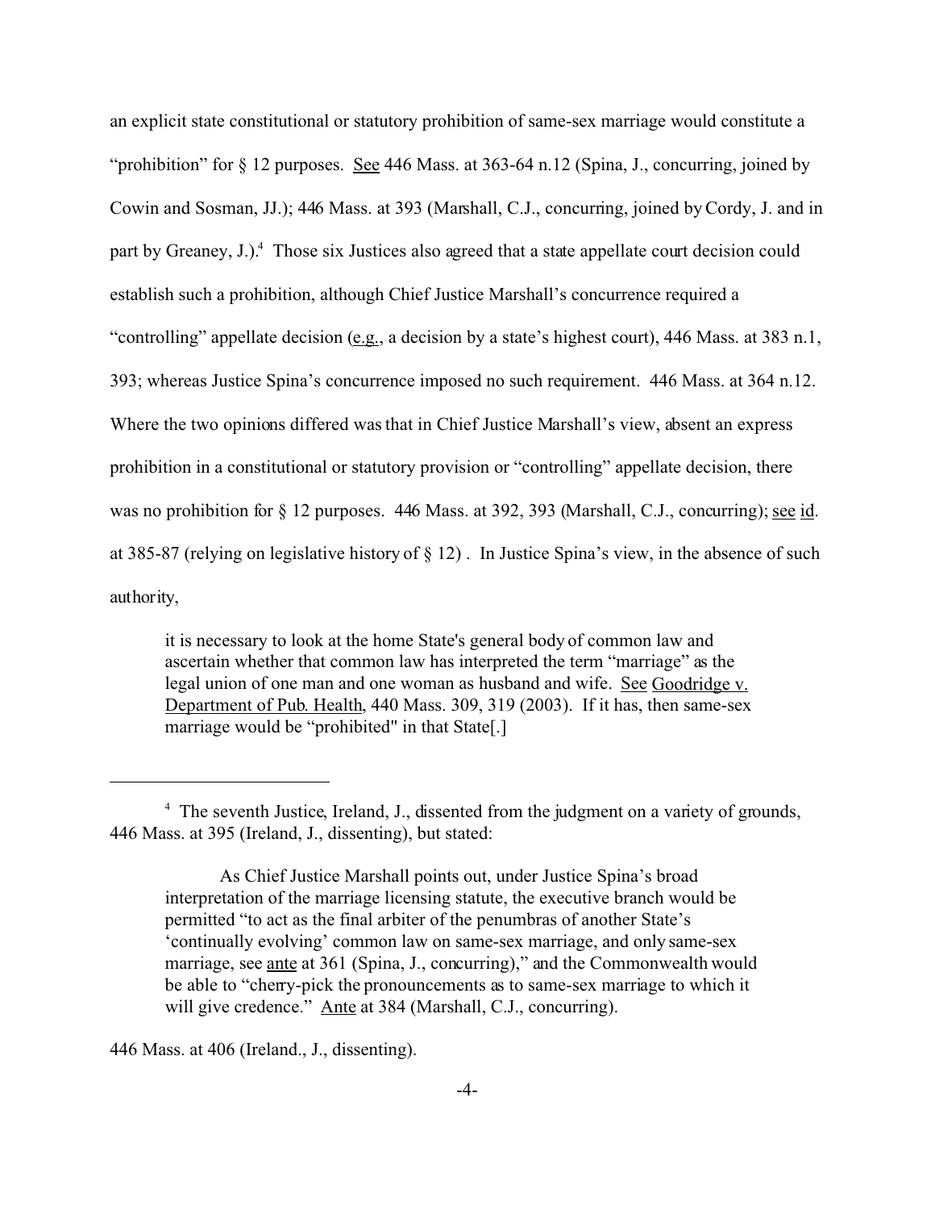an explicit state constitutional or statutory prohibition of same-sex marriage would constitute a "prohibition" for § 12 purposes. See 446 Mass. at 363-64 n.12 (Spina, J., concurring, joined by Cowin and Sosman, JJ.); 446 Mass. at 393 (Marshall, C.J., concurring, joined by Cordy, J. and in part by Greaney, J.).[4] Those six Justices also agreed that a state appellate court decision could establish such a prohibition, although Chief Justice Marshall's concurrence required a "controlling" appellate decision (e.g., a decision by a state's highest court), 446 Mass. at 383 n.1, 393; whereas Justice Spina's concurrence imposed no such requirement. 446 Mass. at 364 n.12. Where the two opinions differed was that in Chief Justice Marshall's view, absent an express prohibition in a constitutional or statutory provision or "controlling" appellate decision, there was no prohibition for § 12 purposes. 446 Mass. at 392, 393 (Marshall, C.J., concurring); see id. at 385-87 (relying on legislative history of § 12) . In Justice Spina's view, in the absence of such authority,

> it is necessary to look at the home State's general body of common law and ascertain whether that common law has interpreted the term "marriage" as the legal union of one man and one woman as husband and wife. See Goodridge v. Department of Pub. Health, 440 Mass. 309, 319 (2003). If it has, then same-sex marriage would be "prohibited" in that State[.]

---

[4] The seventh Justice, Ireland, J., dissented from the judgment on a variety of grounds, 446 Mass. at 395 (Ireland, J., dissenting), but stated:

> As Chief Justice Marshall points out, under Justice Spina's broad interpretation of the marriage licensing statute, the executive branch would be permitted "to act as the final arbiter of the penumbras of another State's 'continually evolving' common law on same-sex marriage, and only same-sex marriage, see ante at 361 (Spina, J., concurring)," and the Commonwealth would be able to "cherry-pick the pronouncements as to same-sex marriage to which it will give credence." Ante at 384 (Marshall, C.J., concurring).

446 Mass. at 406 (Ireland., J., dissenting).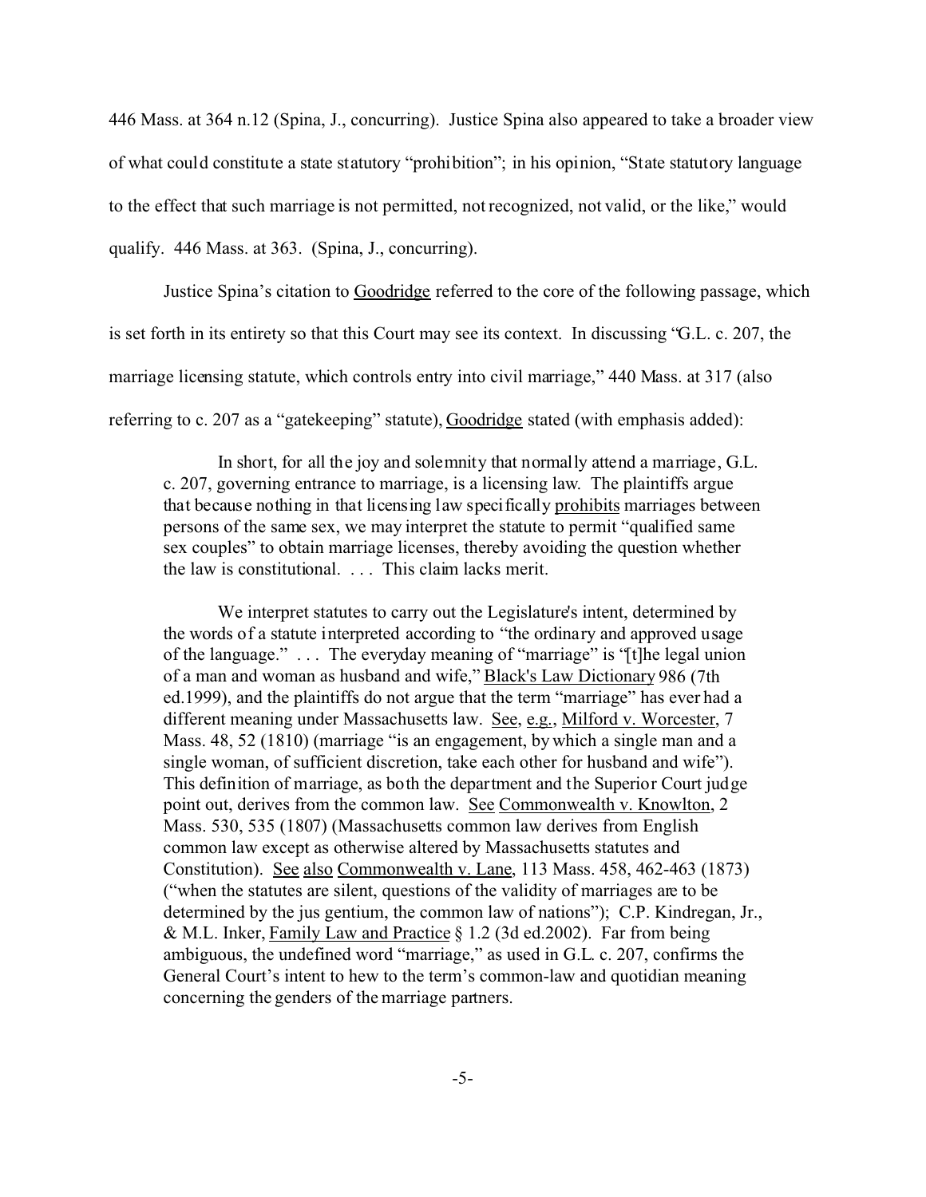446 Mass. at 364 n.12 (Spina, J., concurring). Justice Spina also appeared to take a broader view of what could constitute a state statutory "prohibition"; in his opinion, "State statutory language to the effect that such marriage is not permitted, not recognized, not valid, or the like," would qualify. 446 Mass. at 363. (Spina, J., concurring).

Justice Spina's citation to Goodridge referred to the core of the following passage, which is set forth in its entirety so that this Court may see its context. In discussing "G.L. c. 207, the marriage licensing statute, which controls entry into civil marriage," 440 Mass. at 317 (also referring to c. 207 as a "gatekeeping" statute), Goodridge stated (with emphasis added):

> In short, for all the joy and solemnity that normally attend a marriage, G.L. c. 207, governing entrance to marriage, is a licensing law. The plaintiffs argue that because nothing in that licensing law specifically prohibits marriages between persons of the same sex, we may interpret the statute to permit "qualified same sex couples" to obtain marriage licenses, thereby avoiding the question whether the law is constitutional. . . . This claim lacks merit.
>
> We interpret statutes to carry out the Legislature's intent, determined by the words of a statute interpreted according to "the ordinary and approved usage of the language." . . . The everyday meaning of "marriage" is "[t]he legal union of a man and woman as husband and wife," Black's Law Dictionary 986 (7th ed.1999), and the plaintiffs do not argue that the term "marriage" has ever had a different meaning under Massachusetts law. See, e.g., Milford v. Worcester, 7 Mass. 48, 52 (1810) (marriage "is an engagement, by which a single man and a single woman, of sufficient discretion, take each other for husband and wife"). This definition of marriage, as both the department and the Superior Court judge point out, derives from the common law. See Commonwealth v. Knowlton, 2 Mass. 530, 535 (1807) (Massachusetts common law derives from English common law except as otherwise altered by Massachusetts statutes and Constitution). See also Commonwealth v. Lane, 113 Mass. 458, 462-463 (1873) ("when the statutes are silent, questions of the validity of marriages are to be determined by the jus gentium, the common law of nations"); C.P. Kindregan, Jr., & M.L. Inker, Family Law and Practice § 1.2 (3d ed.2002). Far from being ambiguous, the undefined word "marriage," as used in G.L. c. 207, confirms the General Court's intent to hew to the term's common-law and quotidian meaning concerning the genders of the marriage partners.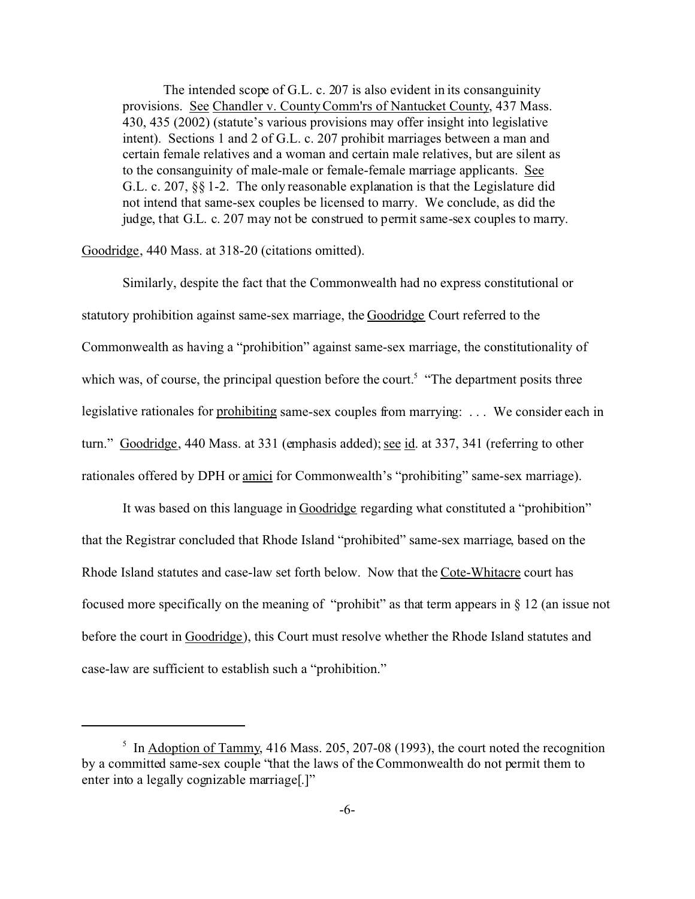> The intended scope of G.L. c. 207 is also evident in its consanguinity provisions. See Chandler v. County Comm'rs of Nantucket County, 437 Mass. 430, 435 (2002) (statute's various provisions may offer insight into legislative intent). Sections 1 and 2 of G.L. c. 207 prohibit marriages between a man and certain female relatives and a woman and certain male relatives, but are silent as to the consanguinity of male-male or female-female marriage applicants. See G.L. c. 207, §§ 1-2. The only reasonable explanation is that the Legislature did not intend that same-sex couples be licensed to marry. We conclude, as did the judge, that G.L. c. 207 may not be construed to permit same-sex couples to marry.

Goodridge, 440 Mass. at 318-20 (citations omitted).

Similarly, despite the fact that the Commonwealth had no express constitutional or statutory prohibition against same-sex marriage, the Goodridge Court referred to the Commonwealth as having a "prohibition" against same-sex marriage, the constitutionality of which was, of course, the principal question before the court.[5] "The department posits three legislative rationales for prohibiting same-sex couples from marrying: . . . We consider each in turn." Goodridge, 440 Mass. at 331 (emphasis added); see id. at 337, 341 (referring to other rationales offered by DPH or amici for Commonwealth's "prohibiting" same-sex marriage).

It was based on this language in Goodridge regarding what constituted a "prohibition" that the Registrar concluded that Rhode Island "prohibited" same-sex marriage, based on the Rhode Island statutes and case-law set forth below. Now that the Cote-Whitacre court has focused more specifically on the meaning of "prohibit" as that term appears in § 12 (an issue not before the court in Goodridge), this Court must resolve whether the Rhode Island statutes and case-law are sufficient to establish such a "prohibition."

---

[5] In Adoption of Tammy, 416 Mass. 205, 207-08 (1993), the court noted the recognition by a committed same-sex couple "that the laws of the Commonwealth do not permit them to enter into a legally cognizable marriage[.]"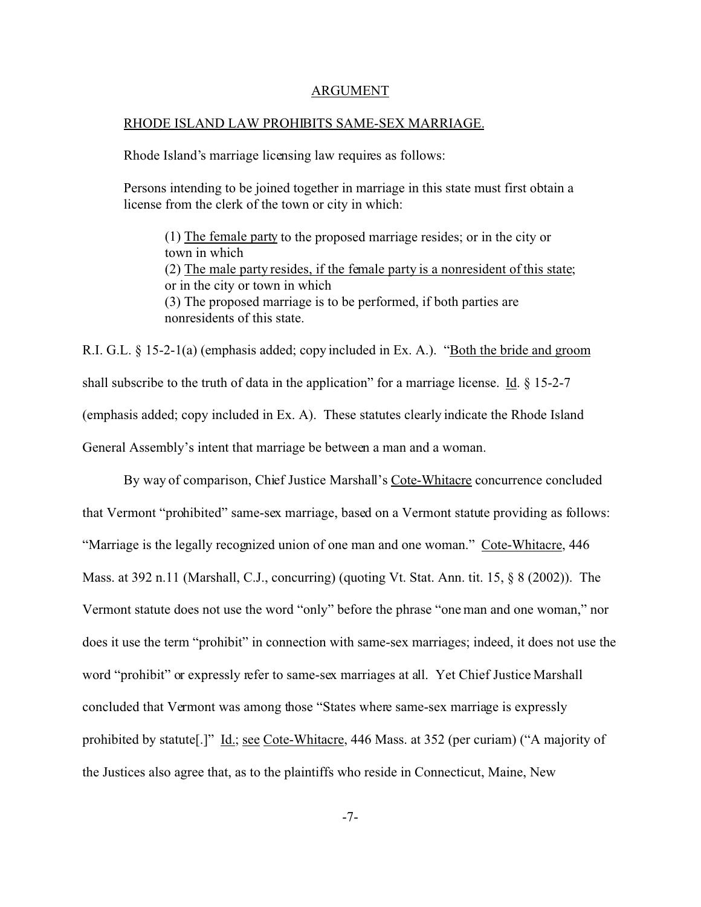## ARGUMENT

### RHODE ISLAND LAW PROHIBITS SAME-SEX MARRIAGE.

Rhode Island's marriage licensing law requires as follows:

> Persons intending to be joined together in marriage in this state must first obtain a license from the clerk of the town or city in which:
>
> (1) <u>The female party</u> to the proposed marriage resides; or in the city or town in which
> (2) <u>The male party resides, if the female party is a nonresident of this state</u>; or in the city or town in which
> (3) The proposed marriage is to be performed, if both parties are nonresidents of this state.

R.I. G.L. § 15-2-1(a) (emphasis added; copy included in Ex. A.). "<u>Both the bride and groom</u> shall subscribe to the truth of data in the application" for a marriage license. <u>Id</u>. § 15-2-7 (emphasis added; copy included in Ex. A). These statutes clearly indicate the Rhode Island General Assembly's intent that marriage be between a man and a woman.

By way of comparison, Chief Justice Marshall's <u>Cote-Whitacre</u> concurrence concluded that Vermont "prohibited" same-sex marriage, based on a Vermont statute providing as follows: "Marriage is the legally recognized union of one man and one woman." <u>Cote-Whitacre</u>, 446 Mass. at 392 n.11 (Marshall, C.J., concurring) (quoting Vt. Stat. Ann. tit. 15, § 8 (2002)). The Vermont statute does not use the word "only" before the phrase "one man and one woman," nor does it use the term "prohibit" in connection with same-sex marriages; indeed, it does not use the word "prohibit" or expressly refer to same-sex marriages at all. Yet Chief Justice Marshall concluded that Vermont was among those "States where same-sex marriage is expressly prohibited by statute[.]" <u>Id.</u>; <u>see</u> <u>Cote-Whitacre</u>, 446 Mass. at 352 (per curiam) ("A majority of the Justices also agree that, as to the plaintiffs who reside in Connecticut, Maine, New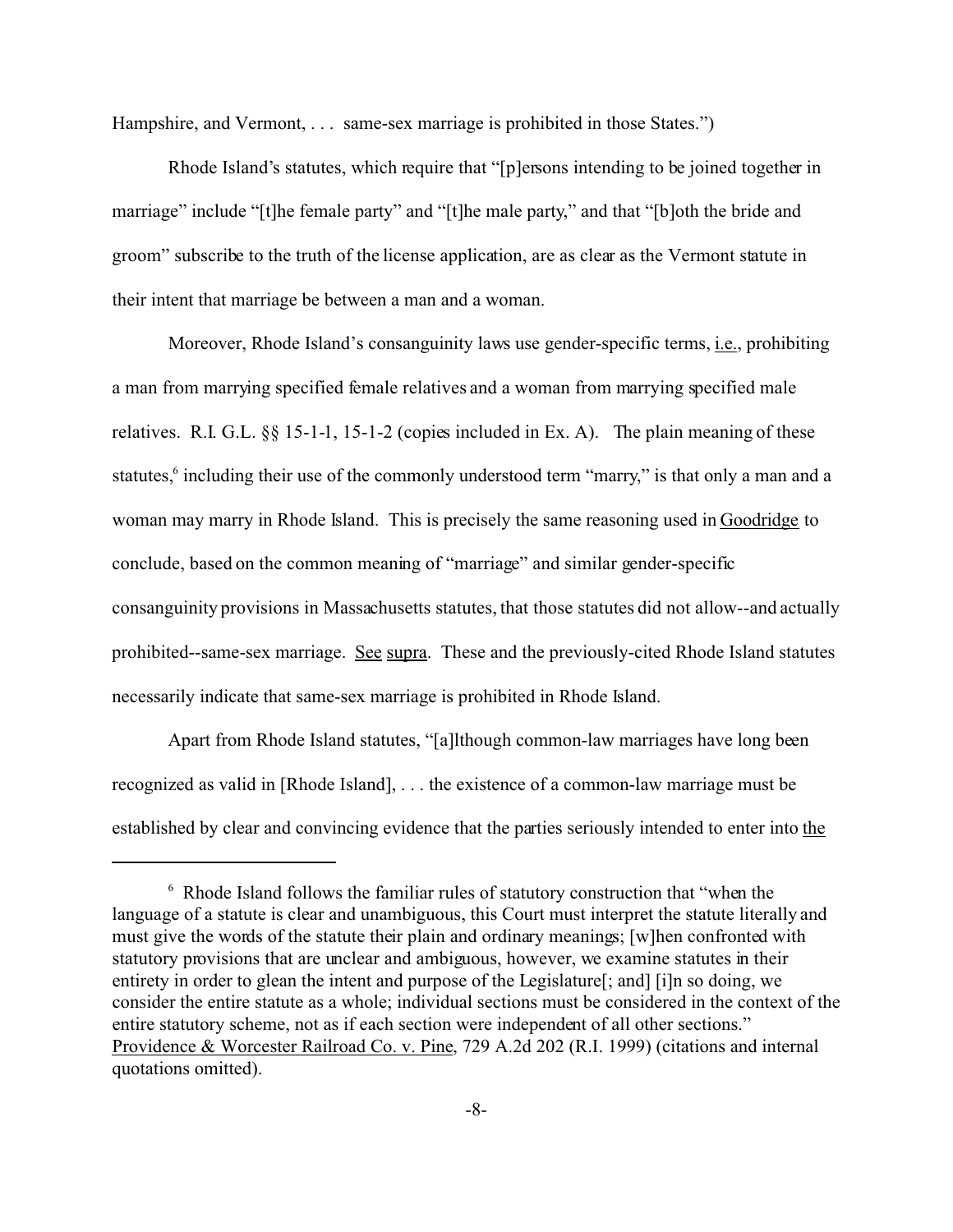Hampshire, and Vermont, . . . same-sex marriage is prohibited in those States.")

Rhode Island's statutes, which require that "[p]ersons intending to be joined together in marriage" include "[t]he female party" and "[t]he male party," and that "[b]oth the bride and groom" subscribe to the truth of the license application, are as clear as the Vermont statute in their intent that marriage be between a man and a woman.

Moreover, Rhode Island's consanguinity laws use gender-specific terms, i.e., prohibiting a man from marrying specified female relatives and a woman from marrying specified male relatives. R.I. G.L. §§ 15-1-1, 15-1-2 (copies included in Ex. A). The plain meaning of these statutes,[6] including their use of the commonly understood term "marry," is that only a man and a woman may marry in Rhode Island. This is precisely the same reasoning used in Goodridge to conclude, based on the common meaning of "marriage" and similar gender-specific consanguinity provisions in Massachusetts statutes, that those statutes did not allow--and actually prohibited--same-sex marriage. See supra. These and the previously-cited Rhode Island statutes necessarily indicate that same-sex marriage is prohibited in Rhode Island.

Apart from Rhode Island statutes, "[a]lthough common-law marriages have long been recognized as valid in [Rhode Island], . . . the existence of a common-law marriage must be established by clear and convincing evidence that the parties seriously intended to enter into the

[6] Rhode Island follows the familiar rules of statutory construction that "when the language of a statute is clear and unambiguous, this Court must interpret the statute literally and must give the words of the statute their plain and ordinary meanings; [w]hen confronted with statutory provisions that are unclear and ambiguous, however, we examine statutes in their entirety in order to glean the intent and purpose of the Legislature[; and] [i]n so doing, we consider the entire statute as a whole; individual sections must be considered in the context of the entire statutory scheme, not as if each section were independent of all other sections." Providence & Worcester Railroad Co. v. Pine, 729 A.2d 202 (R.I. 1999) (citations and internal quotations omitted).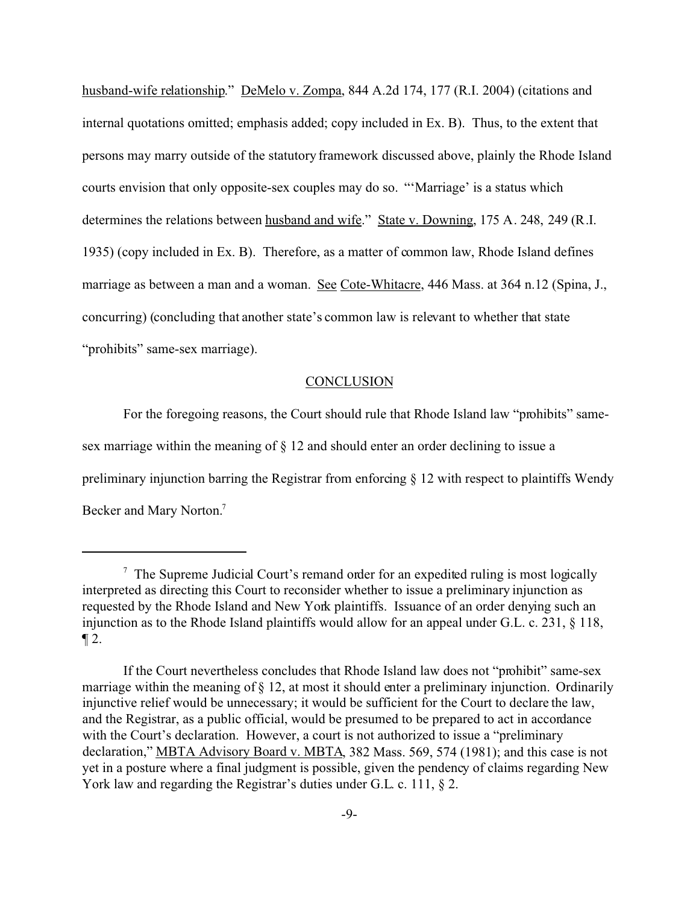husband-wife relationship." DeMelo v. Zompa, 844 A.2d 174, 177 (R.I. 2004) (citations and internal quotations omitted; emphasis added; copy included in Ex. B). Thus, to the extent that persons may marry outside of the statutory framework discussed above, plainly the Rhode Island courts envision that only opposite-sex couples may do so. "'Marriage' is a status which determines the relations between husband and wife." State v. Downing, 175 A. 248, 249 (R.I. 1935) (copy included in Ex. B). Therefore, as a matter of common law, Rhode Island defines marriage as between a man and a woman. See Cote-Whitacre, 446 Mass. at 364 n.12 (Spina, J., concurring) (concluding that another state's common law is relevant to whether that state "prohibits" same-sex marriage).

## CONCLUSION

For the foregoing reasons, the Court should rule that Rhode Island law "prohibits" same-sex marriage within the meaning of § 12 and should enter an order declining to issue a preliminary injunction barring the Registrar from enforcing § 12 with respect to plaintiffs Wendy Becker and Mary Norton.[7]

---

[7] The Supreme Judicial Court's remand order for an expedited ruling is most logically interpreted as directing this Court to reconsider whether to issue a preliminary injunction as requested by the Rhode Island and New York plaintiffs. Issuance of an order denying such an injunction as to the Rhode Island plaintiffs would allow for an appeal under G.L. c. 231, § 118, ¶ 2.

If the Court nevertheless concludes that Rhode Island law does not "prohibit" same-sex marriage within the meaning of § 12, at most it should enter a preliminary injunction. Ordinarily injunctive relief would be unnecessary; it would be sufficient for the Court to declare the law, and the Registrar, as a public official, would be presumed to be prepared to act in accordance with the Court's declaration. However, a court is not authorized to issue a "preliminary declaration," MBTA Advisory Board v. MBTA, 382 Mass. 569, 574 (1981); and this case is not yet in a posture where a final judgment is possible, given the pendency of claims regarding New York law and regarding the Registrar's duties under G.L. c. 111, § 2.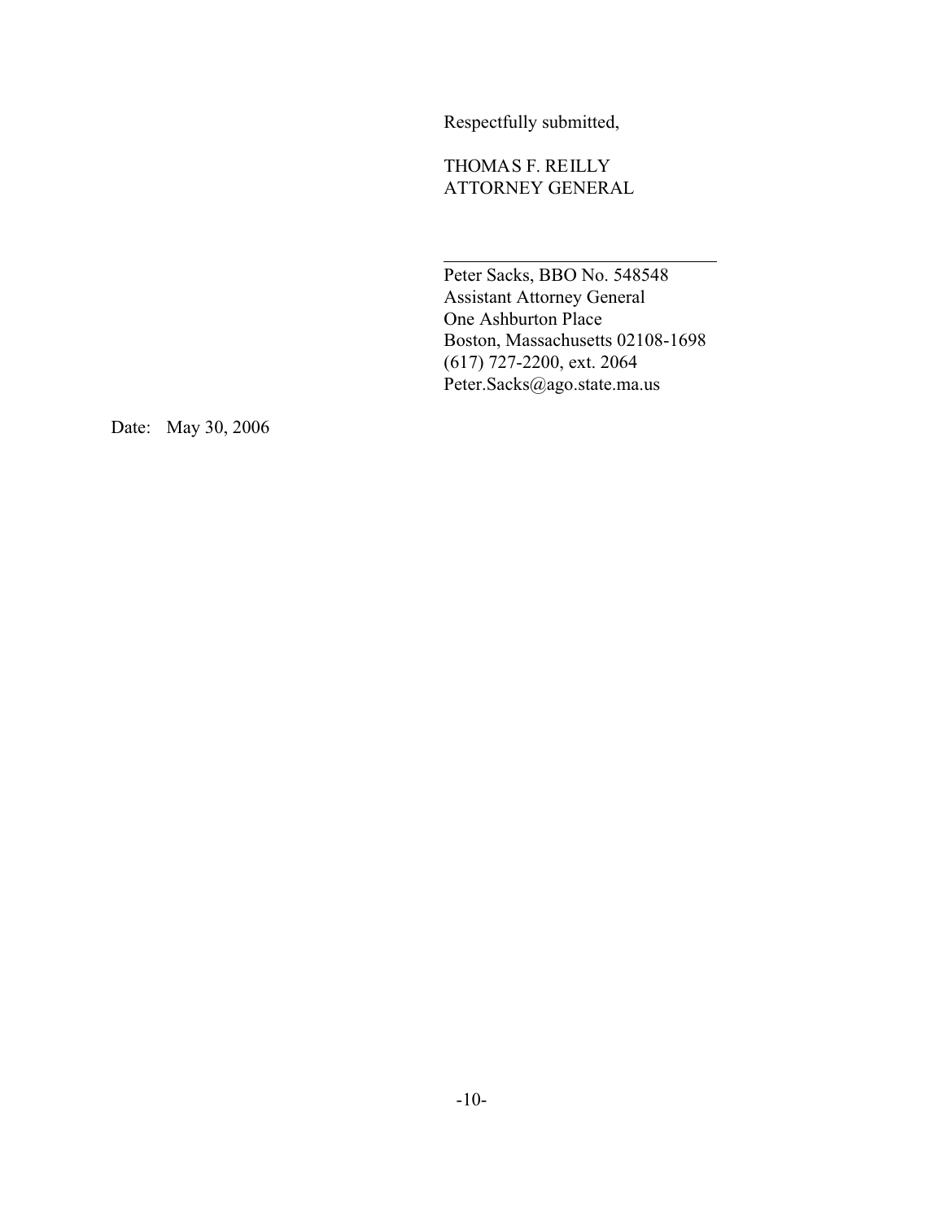Respectfully submitted,

THOMAS F. REILLY
ATTORNEY GENERAL

\_\_\_\_\_\_\_\_\_\_\_\_\_\_\_\_\_\_\_\_\_\_\_\_\_\_\_\_\_\_\_\_

Peter Sacks, BBO No. 548548
Assistant Attorney General
One Ashburton Place
Boston, Massachusetts 02108-1698
(617) 727-2200, ext. 2064
Peter.Sacks@ago.state.ma.us

Date: May 30, 2006